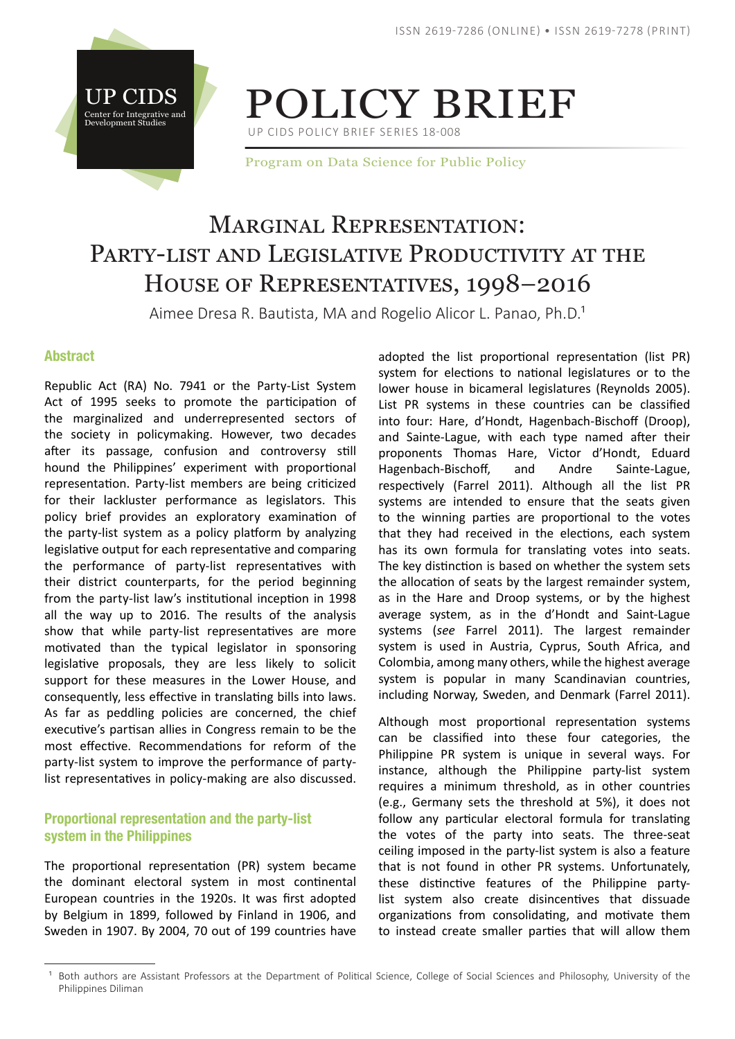ISSN 2619-7286 (ONLINE) • ISSN 2619-7278 (PRINT)

UP CIDS
Center for Integrative and Development Studies

# POLICY BRIEF

UP CIDS POLICY BRIEF SERIES 18-008

Program on Data Science for Public Policy

# Marginal Representation: Party-list and Legislative Productivity at the House of Representatives, 1998–2016

Aimee Dresa R. Bautista, MA and Rogelio Alicor L. Panao, Ph.D.[1]

## Abstract

Republic Act (RA) No. 7941 or the Party-List System Act of 1995 seeks to promote the participation of the marginalized and underrepresented sectors of the society in policymaking. However, two decades after its passage, confusion and controversy still hound the Philippines' experiment with proportional representation. Party-list members are being criticized for their lackluster performance as legislators. This policy brief provides an exploratory examination of the party-list system as a policy platform by analyzing legislative output for each representative and comparing the performance of party-list representatives with their district counterparts, for the period beginning from the party-list law's institutional inception in 1998 all the way up to 2016. The results of the analysis show that while party-list representatives are more motivated than the typical legislator in sponsoring legislative proposals, they are less likely to solicit support for these measures in the Lower House, and consequently, less effective in translating bills into laws. As far as peddling policies are concerned, the chief executive's partisan allies in Congress remain to be the most effective. Recommendations for reform of the party-list system to improve the performance of party-list representatives in policy-making are also discussed.

## Proportional representation and the party-list system in the Philippines

The proportional representation (PR) system became the dominant electoral system in most continental European countries in the 1920s. It was first adopted by Belgium in 1899, followed by Finland in 1906, and Sweden in 1907. By 2004, 70 out of 199 countries have adopted the list proportional representation (list PR) system for elections to national legislatures or to the lower house in bicameral legislatures (Reynolds 2005). List PR systems in these countries can be classified into four: Hare, d'Hondt, Hagenbach-Bischoff (Droop), and Sainte-Lague, with each type named after their proponents Thomas Hare, Victor d'Hondt, Eduard Hagenbach-Bischoff, and Andre Sainte-Lague, respectively (Farrel 2011). Although all the list PR systems are intended to ensure that the seats given to the winning parties are proportional to the votes that they had received in the elections, each system has its own formula for translating votes into seats. The key distinction is based on whether the system sets the allocation of seats by the largest remainder system, as in the Hare and Droop systems, or by the highest average system, as in the d'Hondt and Saint-Lague systems (*see* Farrel 2011). The largest remainder system is used in Austria, Cyprus, South Africa, and Colombia, among many others, while the highest average system is popular in many Scandinavian countries, including Norway, Sweden, and Denmark (Farrel 2011).

Although most proportional representation systems can be classified into these four categories, the Philippine PR system is unique in several ways. For instance, although the Philippine party-list system requires a minimum threshold, as in other countries (e.g., Germany sets the threshold at 5%), it does not follow any particular electoral formula for translating the votes of the party into seats. The three-seat ceiling imposed in the party-list system is also a feature that is not found in other PR systems. Unfortunately, these distinctive features of the Philippine party-list system also create disincentives that dissuade organizations from consolidating, and motivate them to instead create smaller parties that will allow them

---

[1] Both authors are Assistant Professors at the Department of Political Science, College of Social Sciences and Philosophy, University of the Philippines Diliman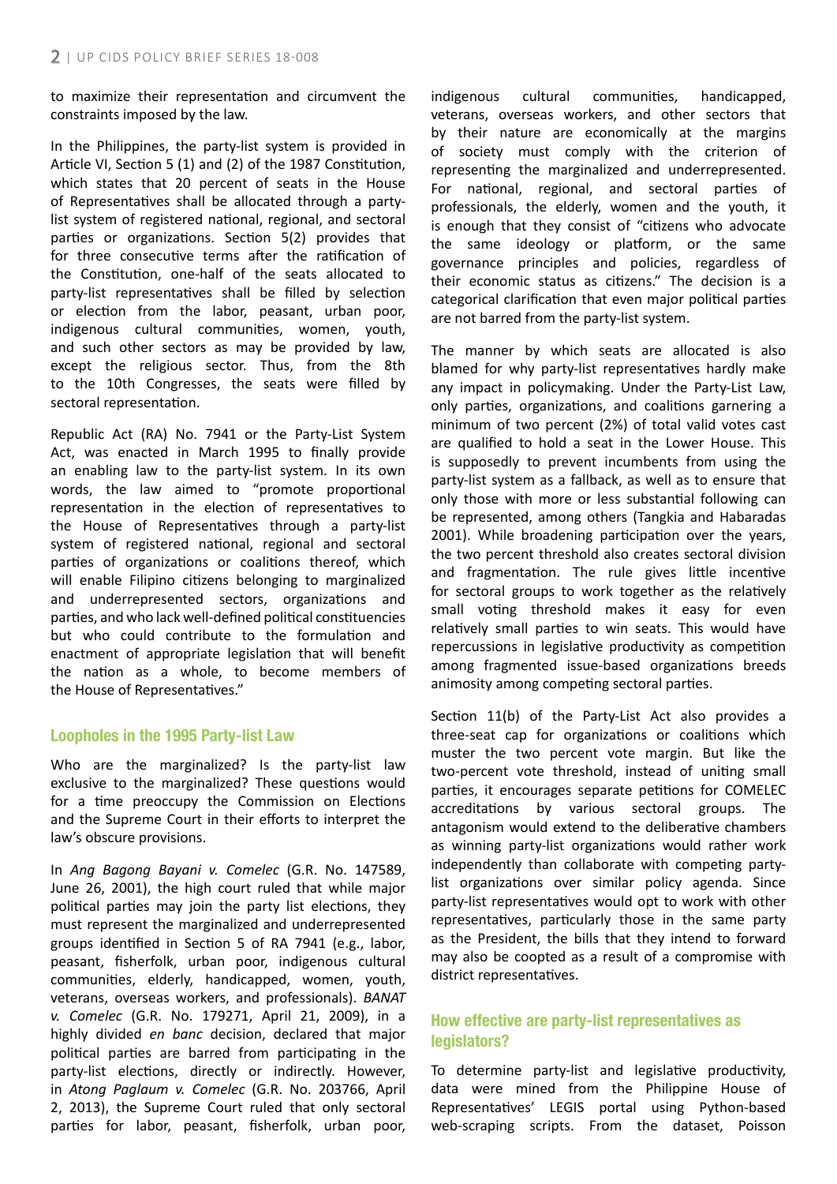to maximize their representation and circumvent the constraints imposed by the law.

In the Philippines, the party-list system is provided in Article VI, Section 5 (1) and (2) of the 1987 Constitution, which states that 20 percent of seats in the House of Representatives shall be allocated through a party-list system of registered national, regional, and sectoral parties or organizations. Section 5(2) provides that for three consecutive terms after the ratification of the Constitution, one-half of the seats allocated to party-list representatives shall be filled by selection or election from the labor, peasant, urban poor, indigenous cultural communities, women, youth, and such other sectors as may be provided by law, except the religious sector. Thus, from the 8th to the 10th Congresses, the seats were filled by sectoral representation.

Republic Act (RA) No. 7941 or the Party-List System Act, was enacted in March 1995 to finally provide an enabling law to the party-list system. In its own words, the law aimed to "promote proportional representation in the election of representatives to the House of Representatives through a party-list system of registered national, regional and sectoral parties of organizations or coalitions thereof, which will enable Filipino citizens belonging to marginalized and underrepresented sectors, organizations and parties, and who lack well-defined political constituencies but who could contribute to the formulation and enactment of appropriate legislation that will benefit the nation as a whole, to become members of the House of Representatives."

## Loopholes in the 1995 Party-list Law

Who are the marginalized? Is the party-list law exclusive to the marginalized? These questions would for a time preoccupy the Commission on Elections and the Supreme Court in their efforts to interpret the law's obscure provisions.

In *Ang Bagong Bayani v. Comelec* (G.R. No. 147589, June 26, 2001), the high court ruled that while major political parties may join the party list elections, they must represent the marginalized and underrepresented groups identified in Section 5 of RA 7941 (e.g., labor, peasant, fisherfolk, urban poor, indigenous cultural communities, elderly, handicapped, women, youth, veterans, overseas workers, and professionals). *BANAT v. Comelec* (G.R. No. 179271, April 21, 2009), in a highly divided *en banc* decision, declared that major political parties are barred from participating in the party-list elections, directly or indirectly. However, in *Atong Paglaum v. Comelec* (G.R. No. 203766, April 2, 2013), the Supreme Court ruled that only sectoral parties for labor, peasant, fisherfolk, urban poor, indigenous cultural communities, handicapped, veterans, overseas workers, and other sectors that by their nature are economically at the margins of society must comply with the criterion of representing the marginalized and underrepresented. For national, regional, and sectoral parties of professionals, the elderly, women and the youth, it is enough that they consist of "citizens who advocate the same ideology or platform, or the same governance principles and policies, regardless of their economic status as citizens." The decision is a categorical clarification that even major political parties are not barred from the party-list system.

The manner by which seats are allocated is also blamed for why party-list representatives hardly make any impact in policymaking. Under the Party-List Law, only parties, organizations, and coalitions garnering a minimum of two percent (2%) of total valid votes cast are qualified to hold a seat in the Lower House. This is supposedly to prevent incumbents from using the party-list system as a fallback, as well as to ensure that only those with more or less substantial following can be represented, among others (Tangkia and Habaradas 2001). While broadening participation over the years, the two percent threshold also creates sectoral division and fragmentation. The rule gives little incentive for sectoral groups to work together as the relatively small voting threshold makes it easy for even relatively small parties to win seats. This would have repercussions in legislative productivity as competition among fragmented issue-based organizations breeds animosity among competing sectoral parties.

Section 11(b) of the Party-List Act also provides a three-seat cap for organizations or coalitions which muster the two percent vote margin. But like the two-percent vote threshold, instead of uniting small parties, it encourages separate petitions for COMELEC accreditations by various sectoral groups. The antagonism would extend to the deliberative chambers as winning party-list organizations would rather work independently than collaborate with competing party-list organizations over similar policy agenda. Since party-list representatives would opt to work with other representatives, particularly those in the same party as the President, the bills that they intend to forward may also be coopted as a result of a compromise with district representatives.

## How effective are party-list representatives as legislators?

To determine party-list and legislative productivity, data were mined from the Philippine House of Representatives' LEGIS portal using Python-based web-scraping scripts. From the dataset, Poisson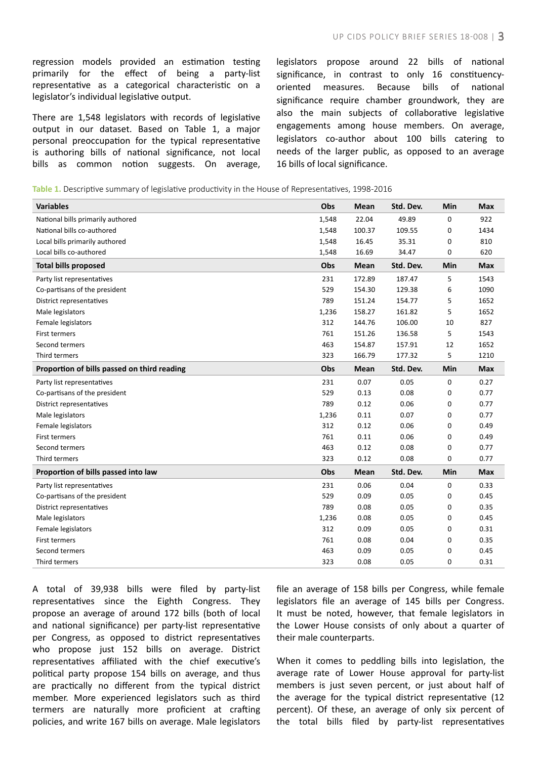regression models provided an estimation testing primarily for the effect of being a party-list representative as a categorical characteristic on a legislator's individual legislative output.

There are 1,548 legislators with records of legislative output in our dataset. Based on Table 1, a major personal preoccupation for the typical representative is authoring bills of national significance, not local bills as common notion suggests. On average, legislators propose around 22 bills of national significance, in contrast to only 16 constituency-oriented measures. Because bills of national significance require chamber groundwork, they are also the main subjects of collaborative legislative engagements among house members. On average, legislators co-author about 100 bills catering to needs of the larger public, as opposed to an average 16 bills of local significance.

**Table 1.** Descriptive summary of legislative productivity in the House of Representatives, 1998-2016

| **Variables** | **Obs** | **Mean** | **Std. Dev.** | **Min** | **Max** |
|---|---|---|---|---|---|
| National bills primarily authored | 1,548 | 22.04 | 49.89 | 0 | 922 |
| National bills co-authored | 1,548 | 100.37 | 109.55 | 0 | 1434 |
| Local bills primarily authored | 1,548 | 16.45 | 35.31 | 0 | 810 |
| Local bills co-authored | 1,548 | 16.69 | 34.47 | 0 | 620 |
| **Total bills proposed** | **Obs** | **Mean** | **Std. Dev.** | **Min** | **Max** |
| Party list representatives | 231 | 172.89 | 187.47 | 5 | 1543 |
| Co-partisans of the president | 529 | 154.30 | 129.38 | 6 | 1090 |
| District representatives | 789 | 151.24 | 154.77 | 5 | 1652 |
| Male legislators | 1,236 | 158.27 | 161.82 | 5 | 1652 |
| Female legislators | 312 | 144.76 | 106.00 | 10 | 827 |
| First termers | 761 | 151.26 | 136.58 | 5 | 1543 |
| Second termers | 463 | 154.87 | 157.91 | 12 | 1652 |
| Third termers | 323 | 166.79 | 177.32 | 5 | 1210 |
| **Proportion of bills passed on third reading** | **Obs** | **Mean** | **Std. Dev.** | **Min** | **Max** |
| Party list representatives | 231 | 0.07 | 0.05 | 0 | 0.27 |
| Co-partisans of the president | 529 | 0.13 | 0.08 | 0 | 0.77 |
| District representatives | 789 | 0.12 | 0.06 | 0 | 0.77 |
| Male legislators | 1,236 | 0.11 | 0.07 | 0 | 0.77 |
| Female legislators | 312 | 0.12 | 0.06 | 0 | 0.49 |
| First termers | 761 | 0.11 | 0.06 | 0 | 0.49 |
| Second termers | 463 | 0.12 | 0.08 | 0 | 0.77 |
| Third termers | 323 | 0.12 | 0.08 | 0 | 0.77 |
| **Proportion of bills passed into law** | **Obs** | **Mean** | **Std. Dev.** | **Min** | **Max** |
| Party list representatives | 231 | 0.06 | 0.04 | 0 | 0.33 |
| Co-partisans of the president | 529 | 0.09 | 0.05 | 0 | 0.45 |
| District representatives | 789 | 0.08 | 0.05 | 0 | 0.35 |
| Male legislators | 1,236 | 0.08 | 0.05 | 0 | 0.45 |
| Female legislators | 312 | 0.09 | 0.05 | 0 | 0.31 |
| First termers | 761 | 0.08 | 0.04 | 0 | 0.35 |
| Second termers | 463 | 0.09 | 0.05 | 0 | 0.45 |
| Third termers | 323 | 0.08 | 0.05 | 0 | 0.31 |

A total of 39,938 bills were filed by party-list representatives since the Eighth Congress. They propose an average of around 172 bills (both of local and national significance) per party-list representative per Congress, as opposed to district representatives who propose just 152 bills on average. District representatives affiliated with the chief executive's political party propose 154 bills on average, and thus are practically no different from the typical district member. More experienced legislators such as third termers are naturally more proficient at crafting policies, and write 167 bills on average. Male legislators file an average of 158 bills per Congress, while female legislators file an average of 145 bills per Congress. It must be noted, however, that female legislators in the Lower House consists of only about a quarter of their male counterparts.

When it comes to peddling bills into legislation, the average rate of Lower House approval for party-list members is just seven percent, or just about half of the average for the typical district representative (12 percent). Of these, an average of only six percent of the total bills filed by party-list representatives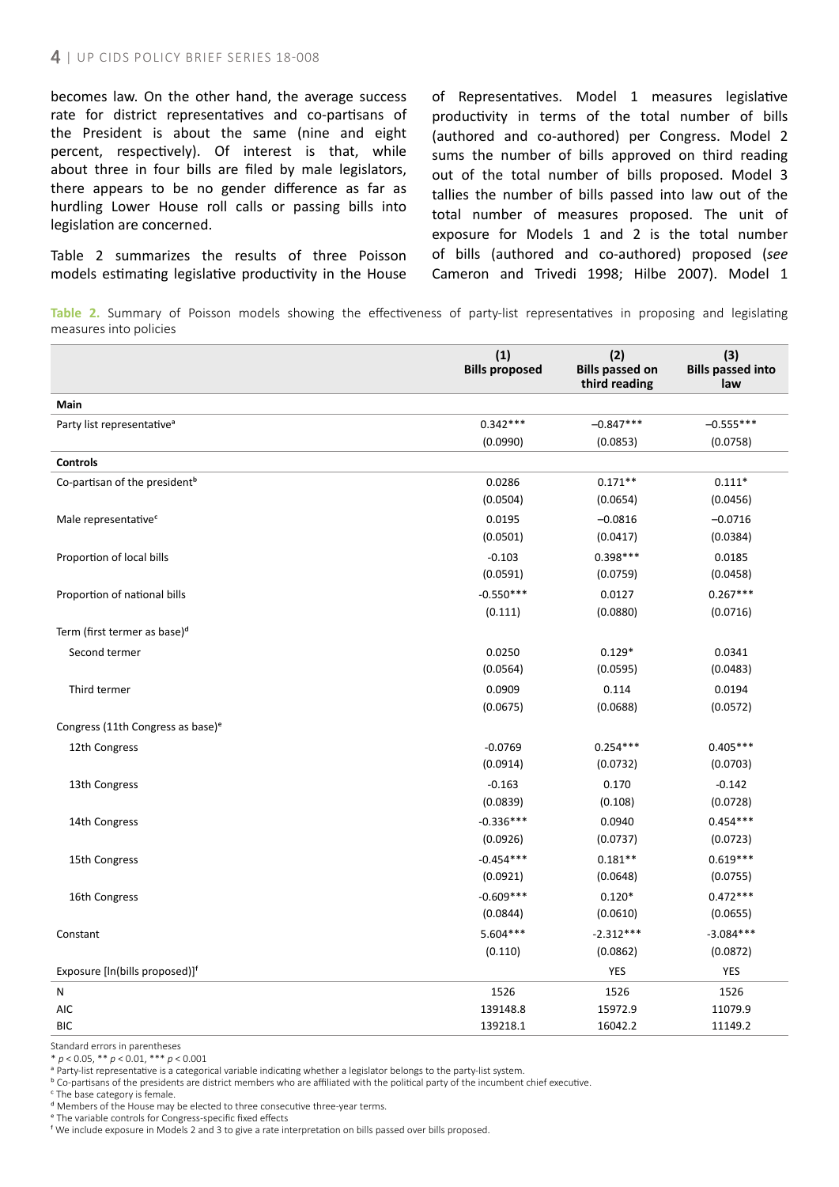becomes law. On the other hand, the average success rate for district representatives and co-partisans of the President is about the same (nine and eight percent, respectively). Of interest is that, while about three in four bills are filed by male legislators, there appears to be no gender difference as far as hurdling Lower House roll calls or passing bills into legislation are concerned.

Table 2 summarizes the results of three Poisson models estimating legislative productivity in the House of Representatives. Model 1 measures legislative productivity in terms of the total number of bills (authored and co-authored) per Congress. Model 2 sums the number of bills approved on third reading out of the total number of bills proposed. Model 3 tallies the number of bills passed into law out of the total number of measures proposed. The unit of exposure for Models 1 and 2 is the total number of bills (authored and co-authored) proposed (*see* Cameron and Trivedi 1998; Hilbe 2007). Model 1

**Table 2.** Summary of Poisson models showing the effectiveness of party-list representatives in proposing and legislating measures into policies

| | (1) Bills proposed | (2) Bills passed on third reading | (3) Bills passed into law |
|---|---|---|---|
| **Main** | | | |
| Party list representative[a] | 0.342*** | −0.847*** | −0.555*** |
| | (0.0990) | (0.0853) | (0.0758) |
| **Controls** | | | |
| Co-partisan of the president[b] | 0.0286 | 0.171** | 0.111* |
| | (0.0504) | (0.0654) | (0.0456) |
| Male representative[c] | 0.0195 | −0.0816 | −0.0716 |
| | (0.0501) | (0.0417) | (0.0384) |
| Proportion of local bills | -0.103 | 0.398*** | 0.0185 |
| | (0.0591) | (0.0759) | (0.0458) |
| Proportion of national bills | -0.550*** | 0.0127 | 0.267*** |
| | (0.111) | (0.0880) | (0.0716) |
| Term (first termer as base)[d] | | | |
| Second termer | 0.0250 | 0.129* | 0.0341 |
| | (0.0564) | (0.0595) | (0.0483) |
| Third termer | 0.0909 | 0.114 | 0.0194 |
| | (0.0675) | (0.0688) | (0.0572) |
| Congress (11th Congress as base)[e] | | | |
| 12th Congress | -0.0769 | 0.254*** | 0.405*** |
| | (0.0914) | (0.0732) | (0.0703) |
| 13th Congress | -0.163 | 0.170 | -0.142 |
| | (0.0839) | (0.108) | (0.0728) |
| 14th Congress | -0.336*** | 0.0940 | 0.454*** |
| | (0.0926) | (0.0737) | (0.0723) |
| 15th Congress | -0.454*** | 0.181** | 0.619*** |
| | (0.0921) | (0.0648) | (0.0755) |
| 16th Congress | -0.609*** | 0.120* | 0.472*** |
| | (0.0844) | (0.0610) | (0.0655) |
| Constant | 5.604*** | -2.312*** | -3.084*** |
| | (0.110) | (0.0862) | (0.0872) |
| Exposure [ln(bills proposed)][f] | | YES | YES |
| N | 1526 | 1526 | 1526 |
| AIC | 139148.8 | 15972.9 | 11079.9 |
| BIC | 139218.1 | 16042.2 | 11149.2 |

Standard errors in parentheses

* $p < 0.05$, ** $p < 0.01$, *** $p < 0.001$

[a] Party-list representative is a categorical variable indicating whether a legislator belongs to the party-list system.

[b] Co-partisans of the presidents are district members who are affiliated with the political party of the incumbent chief executive.

[c] The base category is female.

[d] Members of the House may be elected to three consecutive three-year terms.

[e] The variable controls for Congress-specific fixed effects

[f] We include exposure in Models 2 and 3 to give a rate interpretation on bills passed over bills proposed.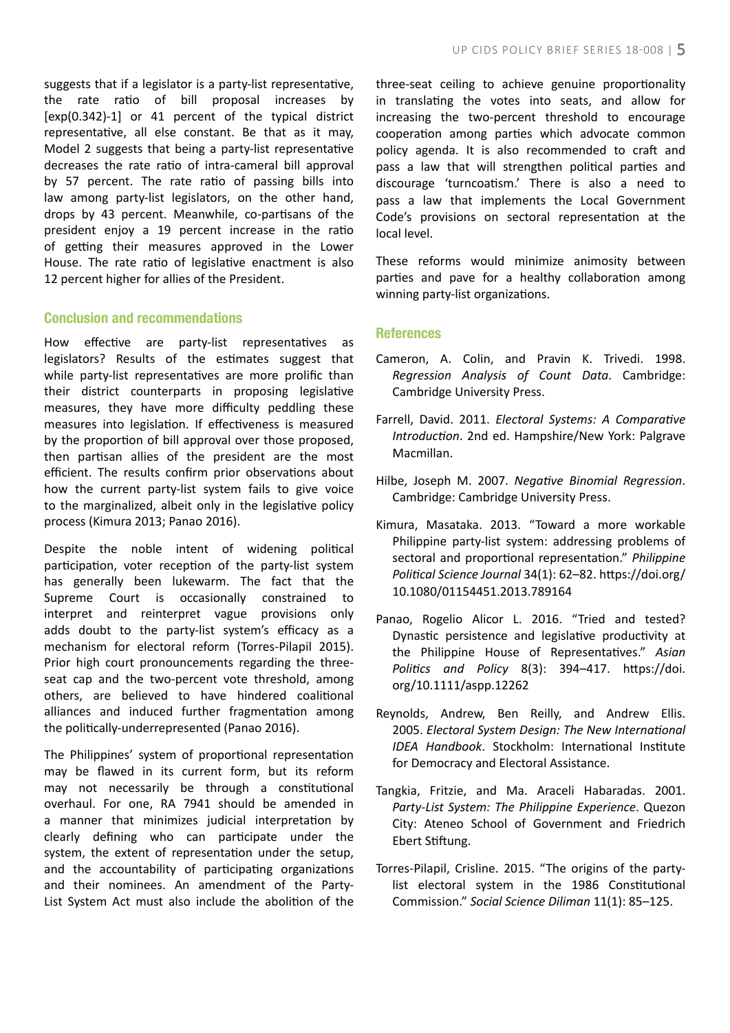suggests that if a legislator is a party-list representative, the rate ratio of bill proposal increases by [exp(0.342)-1] or 41 percent of the typical district representative, all else constant. Be that as it may, Model 2 suggests that being a party-list representative decreases the rate ratio of intra-cameral bill approval by 57 percent. The rate ratio of passing bills into law among party-list legislators, on the other hand, drops by 43 percent. Meanwhile, co-partisans of the president enjoy a 19 percent increase in the ratio of getting their measures approved in the Lower House. The rate ratio of legislative enactment is also 12 percent higher for allies of the President.

## Conclusion and recommendations

How effective are party-list representatives as legislators? Results of the estimates suggest that while party-list representatives are more prolific than their district counterparts in proposing legislative measures, they have more difficulty peddling these measures into legislation. If effectiveness is measured by the proportion of bill approval over those proposed, then partisan allies of the president are the most efficient. The results confirm prior observations about how the current party-list system fails to give voice to the marginalized, albeit only in the legislative policy process (Kimura 2013; Panao 2016).

Despite the noble intent of widening political participation, voter reception of the party-list system has generally been lukewarm. The fact that the Supreme Court is occasionally constrained to interpret and reinterpret vague provisions only adds doubt to the party-list system's efficacy as a mechanism for electoral reform (Torres-Pilapil 2015). Prior high court pronouncements regarding the three-seat cap and the two-percent vote threshold, among others, are believed to have hindered coalitional alliances and induced further fragmentation among the politically-underrepresented (Panao 2016).

The Philippines' system of proportional representation may be flawed in its current form, but its reform may not necessarily be through a constitutional overhaul. For one, RA 7941 should be amended in a manner that minimizes judicial interpretation by clearly defining who can participate under the system, the extent of representation under the setup, and the accountability of participating organizations and their nominees. An amendment of the Party-List System Act must also include the abolition of the three-seat ceiling to achieve genuine proportionality in translating the votes into seats, and allow for increasing the two-percent threshold to encourage cooperation among parties which advocate common policy agenda. It is also recommended to craft and pass a law that will strengthen political parties and discourage 'turncoatism.' There is also a need to pass a law that implements the Local Government Code's provisions on sectoral representation at the local level.

These reforms would minimize animosity between parties and pave for a healthy collaboration among winning party-list organizations.

## References

Cameron, A. Colin, and Pravin K. Trivedi. 1998. *Regression Analysis of Count Data*. Cambridge: Cambridge University Press.

Farrell, David. 2011. *Electoral Systems: A Comparative Introduction*. 2nd ed. Hampshire/New York: Palgrave Macmillan.

Hilbe, Joseph M. 2007. *Negative Binomial Regression*. Cambridge: Cambridge University Press.

Kimura, Masataka. 2013. "Toward a more workable Philippine party-list system: addressing problems of sectoral and proportional representation." *Philippine Political Science Journal* 34(1): 62–82. https://doi.org/10.1080/01154451.2013.789164

Panao, Rogelio Alicor L. 2016. "Tried and tested? Dynastic persistence and legislative productivity at the Philippine House of Representatives." *Asian Politics and Policy* 8(3): 394–417. https://doi.org/10.1111/aspp.12262

Reynolds, Andrew, Ben Reilly, and Andrew Ellis. 2005. *Electoral System Design: The New International IDEA Handbook*. Stockholm: International Institute for Democracy and Electoral Assistance.

Tangkia, Fritzie, and Ma. Araceli Habaradas. 2001. *Party-List System: The Philippine Experience*. Quezon City: Ateneo School of Government and Friedrich Ebert Stiftung.

Torres-Pilapil, Crisline. 2015. "The origins of the party-list electoral system in the 1986 Constitutional Commission." *Social Science Diliman* 11(1): 85–125.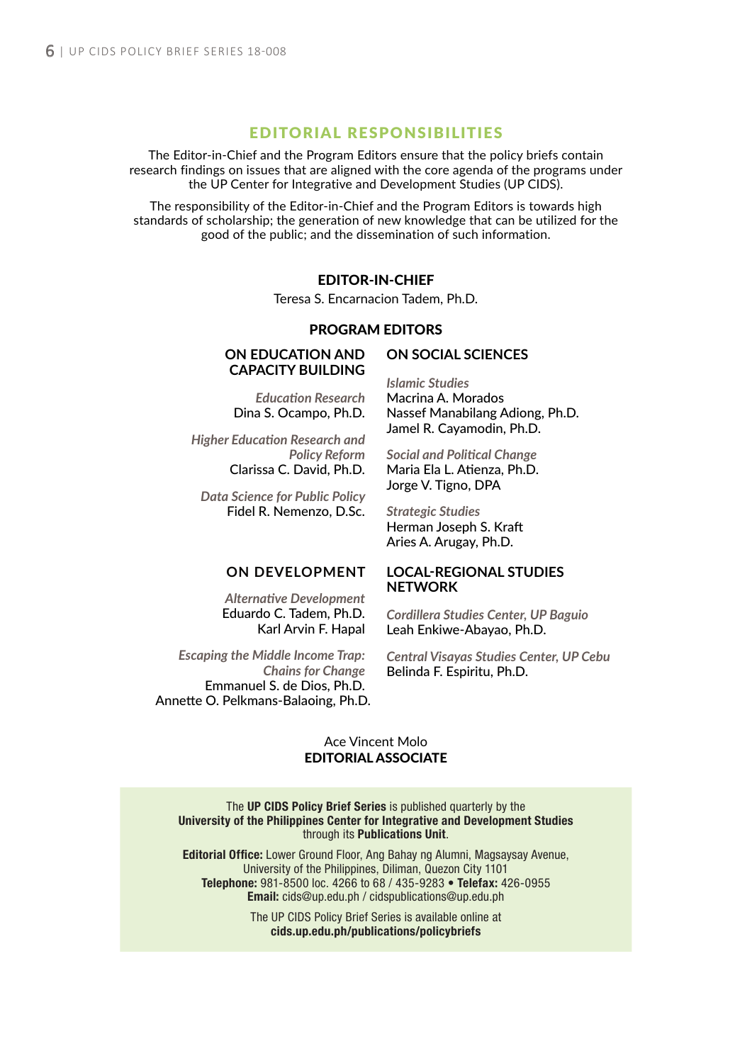## EDITORIAL RESPONSIBILITIES

The Editor-in-Chief and the Program Editors ensure that the policy briefs contain research findings on issues that are aligned with the core agenda of the programs under the UP Center for Integrative and Development Studies (UP CIDS).

The responsibility of the Editor-in-Chief and the Program Editors is towards high standards of scholarship; the generation of new knowledge that can be utilized for the good of the public; and the dissemination of such information.

### EDITOR-IN-CHIEF

Teresa S. Encarnacion Tadem, Ph.D.

### PROGRAM EDITORS

#### ON EDUCATION AND CAPACITY BUILDING

*Education Research*
Dina S. Ocampo, Ph.D.

*Higher Education Research and Policy Reform*
Clarissa C. David, Ph.D.

*Data Science for Public Policy*
Fidel R. Nemenzo, D.Sc.

#### ON SOCIAL SCIENCES

*Islamic Studies*
Macrina A. Morados
Nassef Manabilang Adiong, Ph.D.
Jamel R. Cayamodin, Ph.D.

*Social and Political Change*
Maria Ela L. Atienza, Ph.D.
Jorge V. Tigno, DPA

*Strategic Studies*
Herman Joseph S. Kraft
Aries A. Arugay, Ph.D.

#### ON DEVELOPMENT

*Alternative Development*
Eduardo C. Tadem, Ph.D.
Karl Arvin F. Hapal

*Escaping the Middle Income Trap: Chains for Change*
Emmanuel S. de Dios, Ph.D.
Annette O. Pelkmans-Balaoing, Ph.D.

#### LOCAL-REGIONAL STUDIES NETWORK

*Cordillera Studies Center, UP Baguio*
Leah Enkiwe-Abayao, Ph.D.

*Central Visayas Studies Center, UP Cebu*
Belinda F. Espiritu, Ph.D.

Ace Vincent Molo
**EDITORIAL ASSOCIATE**

The **UP CIDS Policy Brief Series** is published quarterly by the **University of the Philippines Center for Integrative and Development Studies** through its **Publications Unit**.

**Editorial Office:** Lower Ground Floor, Ang Bahay ng Alumni, Magsaysay Avenue, University of the Philippines, Diliman, Quezon City 1101
**Telephone:** 981-8500 loc. 4266 to 68 / 435-9283 • **Telefax:** 426-0955
**Email:** cids@up.edu.ph / cidspublications@up.edu.ph

The UP CIDS Policy Brief Series is available online at
**cids.up.edu.ph/publications/policybriefs**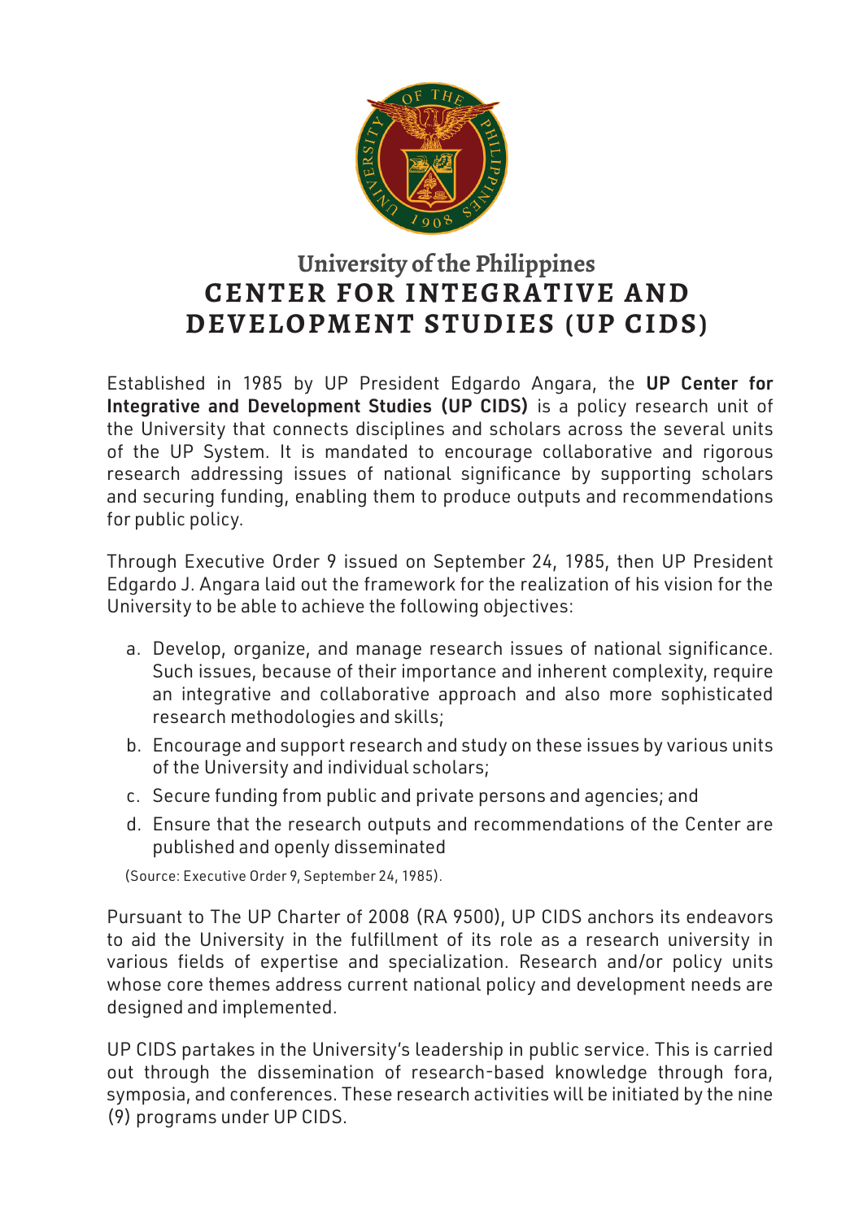# University of the Philippines
# CENTER FOR INTEGRATIVE AND DEVELOPMENT STUDIES (UP CIDS)

Established in 1985 by UP President Edgardo Angara, the **UP Center for Integrative and Development Studies (UP CIDS)** is a policy research unit of the University that connects disciplines and scholars across the several units of the UP System. It is mandated to encourage collaborative and rigorous research addressing issues of national significance by supporting scholars and securing funding, enabling them to produce outputs and recommendations for public policy.

Through Executive Order 9 issued on September 24, 1985, then UP President Edgardo J. Angara laid out the framework for the realization of his vision for the University to be able to achieve the following objectives:

a. Develop, organize, and manage research issues of national significance. Such issues, because of their importance and inherent complexity, require an integrative and collaborative approach and also more sophisticated research methodologies and skills;

b. Encourage and support research and study on these issues by various units of the University and individual scholars;

c. Secure funding from public and private persons and agencies; and

d. Ensure that the research outputs and recommendations of the Center are published and openly disseminated

(Source: Executive Order 9, September 24, 1985).

Pursuant to The UP Charter of 2008 (RA 9500), UP CIDS anchors its endeavors to aid the University in the fulfillment of its role as a research university in various fields of expertise and specialization. Research and/or policy units whose core themes address current national policy and development needs are designed and implemented.

UP CIDS partakes in the University's leadership in public service. This is carried out through the dissemination of research-based knowledge through fora, symposia, and conferences. These research activities will be initiated by the nine (9) programs under UP CIDS.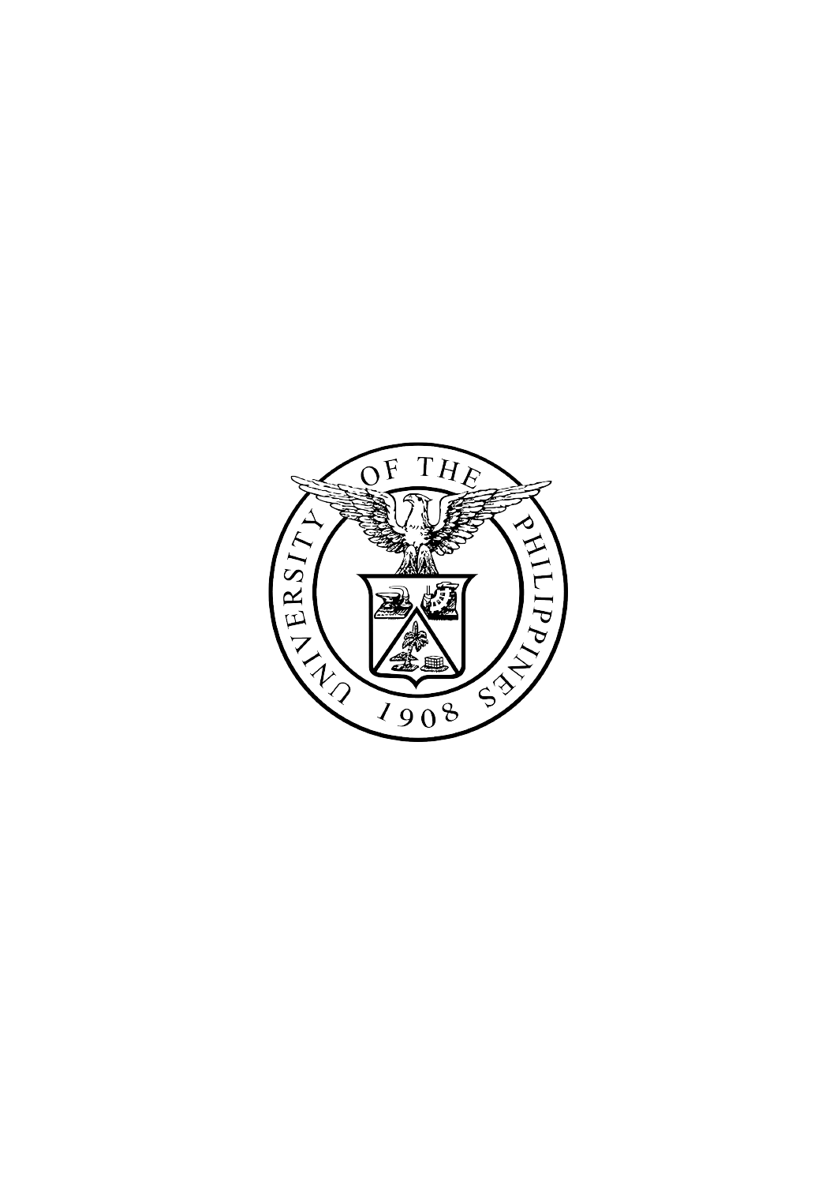UNIVERSITY OF THE PHILIPPINES

1908